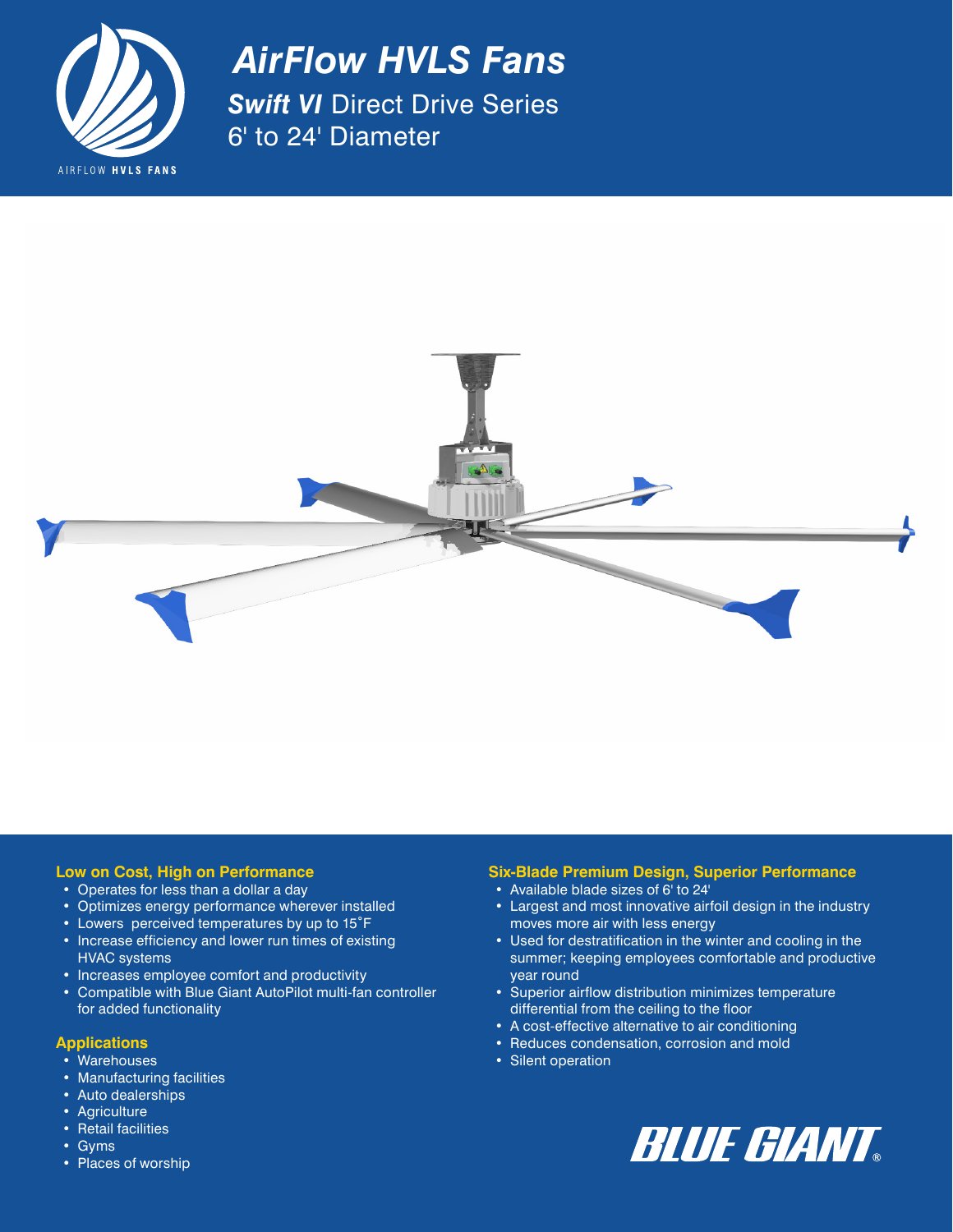# AirFlow HVLS Fans

## ***Swift VI*** Direct Drive Series

## 6' to 24' Diameter

### Low on Cost, High on Performance

- Operates for less than a dollar a day
- Optimizes energy performance wherever installed
- Lowers perceived temperatures by up to 15˚F
- Increase efficiency and lower run times of existing HVAC systems
- Increases employee comfort and productivity
- Compatible with Blue Giant AutoPilot multi-fan controller for added functionality

### Applications

- Warehouses
- Manufacturing facilities
- Auto dealerships
- Agriculture
- Retail facilities
- Gyms
- Places of worship

### Six-Blade Premium Design, Superior Performance

- Available blade sizes of 6' to 24'
- Largest and most innovative airfoil design in the industry moves more air with less energy
- Used for destratification in the winter and cooling in the summer; keeping employees comfortable and productive year round
- Superior airflow distribution minimizes temperature differential from the ceiling to the floor
- A cost-effective alternative to air conditioning
- Reduces condensation, corrosion and mold
- Silent operation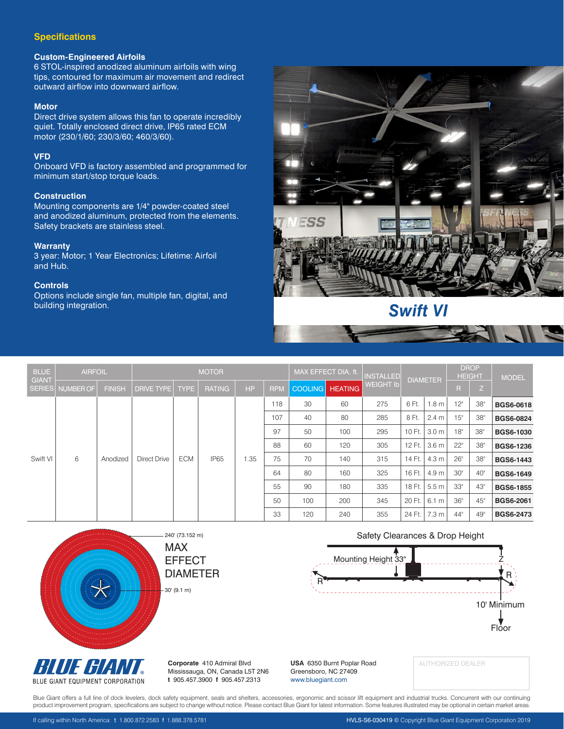## Specifications

### Custom-Engineered Airfoils

6 STOL-inspired anodized aluminum airfoils with wing tips, contoured for maximum air movement and redirect outward airflow into downward airflow.

### Motor

Direct drive system allows this fan to operate incredibly quiet. Totally enclosed direct drive, IP65 rated ECM motor (230/1/60; 230/3/60; 460/3/60).

### VFD

Onboard VFD is factory assembled and programmed for minimum start/stop torque loads.

### Construction

Mounting components are 1/4" powder-coated steel and anodized aluminum, protected from the elements. Safety brackets are stainless steel.

### Warranty

3 year: Motor; 1 Year Electronics; Lifetime: Airfoil and Hub.

### Controls

Options include single fan, multiple fan, digital, and building integration.

**Swift VI**

| BLUE GIANT SERIES | AIRFOIL | | MOTOR | | | | | MAX EFFECT DIA. ft. | | INSTALLED WEIGHT lb | DIAMETER | | DROP HEIGHT | | MODEL |
|---|---|---|---|---|---|---|---|---|---|---|---|---|---|---|---|
| | NUMBER OF | FINISH | DRIVE TYPE | TYPE | RATING | HP | RPM | COOLING | HEATING | | | | R | Z | |
| Swift VI | 6 | Anodized | Direct Drive | ECM | IP65 | 1.35 | 118 | 30 | 60 | 275 | 6 Ft. | 1.8 m | 12" | 38" | **BGS6-0618** |
| | | | | | | | 107 | 40 | 80 | 285 | 8 Ft. | 2.4 m | 15" | 38" | **BGS6-0824** |
| | | | | | | | 97 | 50 | 100 | 295 | 10 Ft. | 3.0 m | 18" | 38" | **BGS6-1030** |
| | | | | | | | 88 | 60 | 120 | 305 | 12 Ft. | 3.6 m | 22" | 38" | **BGS6-1236** |
| | | | | | | | 75 | 70 | 140 | 315 | 14 Ft. | 4.3 m | 26" | 38" | **BGS6-1443** |
| | | | | | | | 64 | 80 | 160 | 325 | 16 Ft. | 4.9 m | 30" | 40" | **BGS6-1649** |
| | | | | | | | 55 | 90 | 180 | 335 | 18 Ft. | 5.5 m | 33" | 43" | **BGS6-1855** |
| | | | | | | | 50 | 100 | 200 | 345 | 20 Ft. | 6.1 m | 36" | 45" | **BGS6-2061** |
| | | | | | | | 33 | 120 | 240 | 355 | 24 Ft. | 7.3 m | 44" | 49" | **BGS6-2473** |

240' (73.152 m)
MAX EFFECT DIAMETER
30' (9.1 m)

Safety Clearances & Drop Height
Mounting Height 33"
Z
R
R
10' Minimum
Floor

**BLUE GIANT**
BLUE GIANT EQUIPMENT CORPORATION

**Corporate** 410 Admiral Blvd
Mississauga, ON, Canada L5T 2N6
**t** 905.457.3900 **f** 905.457.2313

**USA** 6350 Burnt Poplar Road
Greensboro, NC 27409
www.bluegiant.com

AUTHORIZED DEALER

Blue Giant offers a full line of dock levelers, dock safety equipment, seals and shelters, accessories, ergonomic and scissor lift equipment and industrial trucks. Concurrent with our continuing product improvement program, specifications are subject to change without notice. Please contact Blue Giant for latest information. Some features illustrated may be optional in certain market areas.

If calling within North America: t 1.800.872.2583 f 1.888.378.5781

HVLS-S6-030419 © Copyright Blue Giant Equipment Corporation 2019